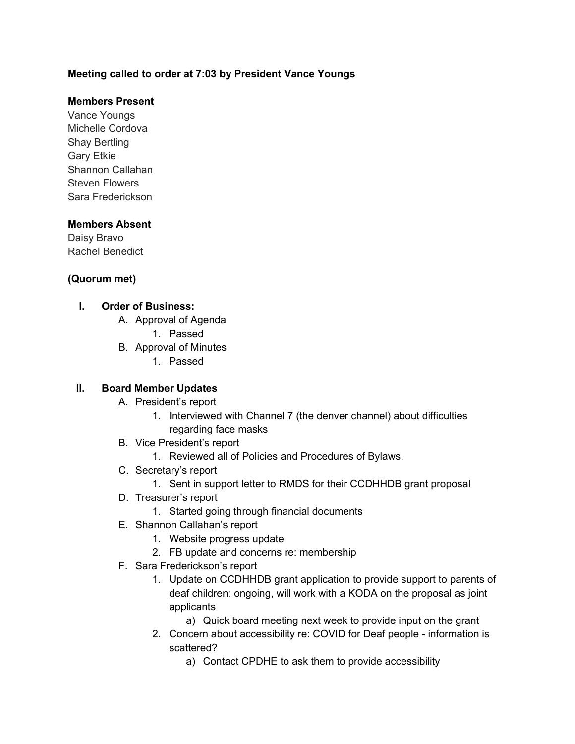**Meeting called to order at 7:03 by President Vance Youngs**

**Members Present**
Vance Youngs
Michelle Cordova
Shay Bertling
Gary Etkie
Shannon Callahan
Steven Flowers
Sara Frederickson

**Members Absent**
Daisy Bravo
Rachel Benedict

**(Quorum met)**

I. **Order of Business:**
    A. Approval of Agenda
        1. Passed
    B. Approval of Minutes
        1. Passed

II. **Board Member Updates**
    A. President's report
        1. Interviewed with Channel 7 (the denver channel) about difficulties regarding face masks
    B. Vice President's report
        1. Reviewed all of Policies and Procedures of Bylaws.
    C. Secretary's report
        1. Sent in support letter to RMDS for their CCDHHDB grant proposal
    D. Treasurer's report
        1. Started going through financial documents
    E. Shannon Callahan's report
        1. Website progress update
        2. FB update and concerns re: membership
    F. Sara Frederickson's report
        1. Update on CCDHHDB grant application to provide support to parents of deaf children: ongoing, will work with a KODA on the proposal as joint applicants
            a) Quick board meeting next week to provide input on the grant
        2. Concern about accessibility re: COVID for Deaf people - information is scattered?
            a) Contact CPDHE to ask them to provide accessibility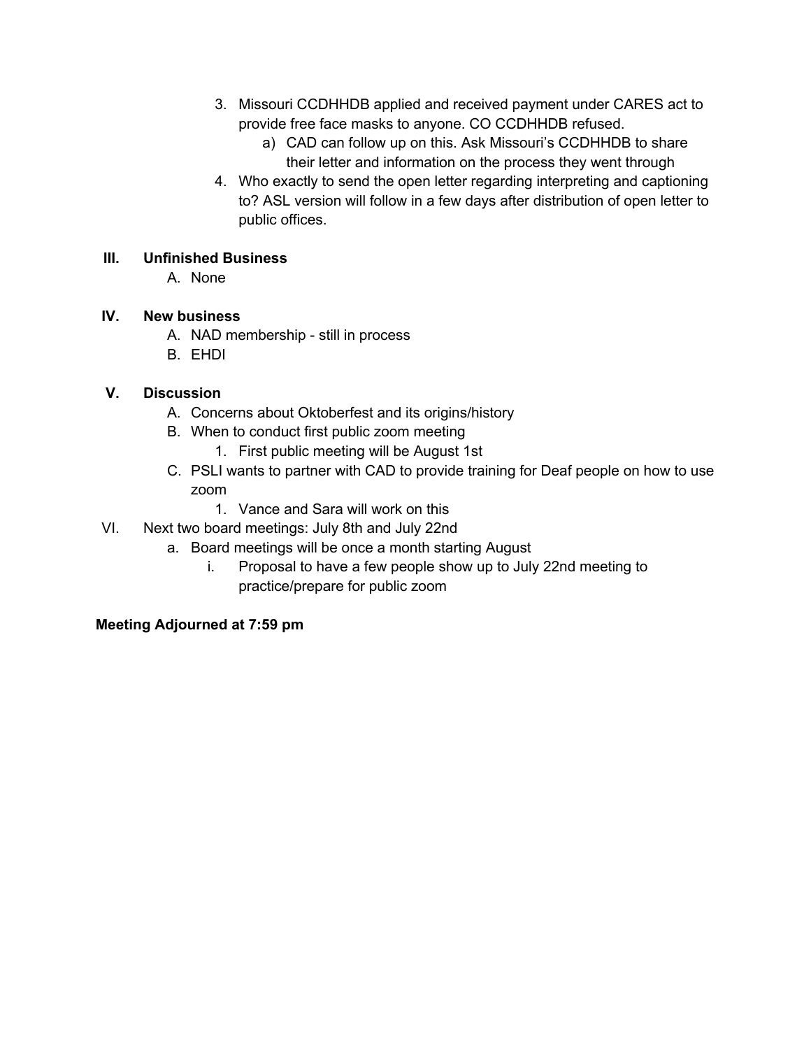3. Missouri CCDHHDB applied and received payment under CARES act to provide free face masks to anyone. CO CCDHHDB refused.
    a) CAD can follow up on this. Ask Missouri's CCDHHDB to share their letter and information on the process they went through
4. Who exactly to send the open letter regarding interpreting and captioning to? ASL version will follow in a few days after distribution of open letter to public offices.

**III. Unfinished Business**

A. None

**IV. New business**

A. NAD membership - still in process
B. EHDI

**V. Discussion**

A. Concerns about Oktoberfest and its origins/history
B. When to conduct first public zoom meeting
    1. First public meeting will be August 1st
C. PSLI wants to partner with CAD to provide training for Deaf people on how to use zoom
    1. Vance and Sara will work on this

VI. Next two board meetings: July 8th and July 22nd

a. Board meetings will be once a month starting August
    i. Proposal to have a few people show up to July 22nd meeting to practice/prepare for public zoom

**Meeting Adjourned at 7:59 pm**